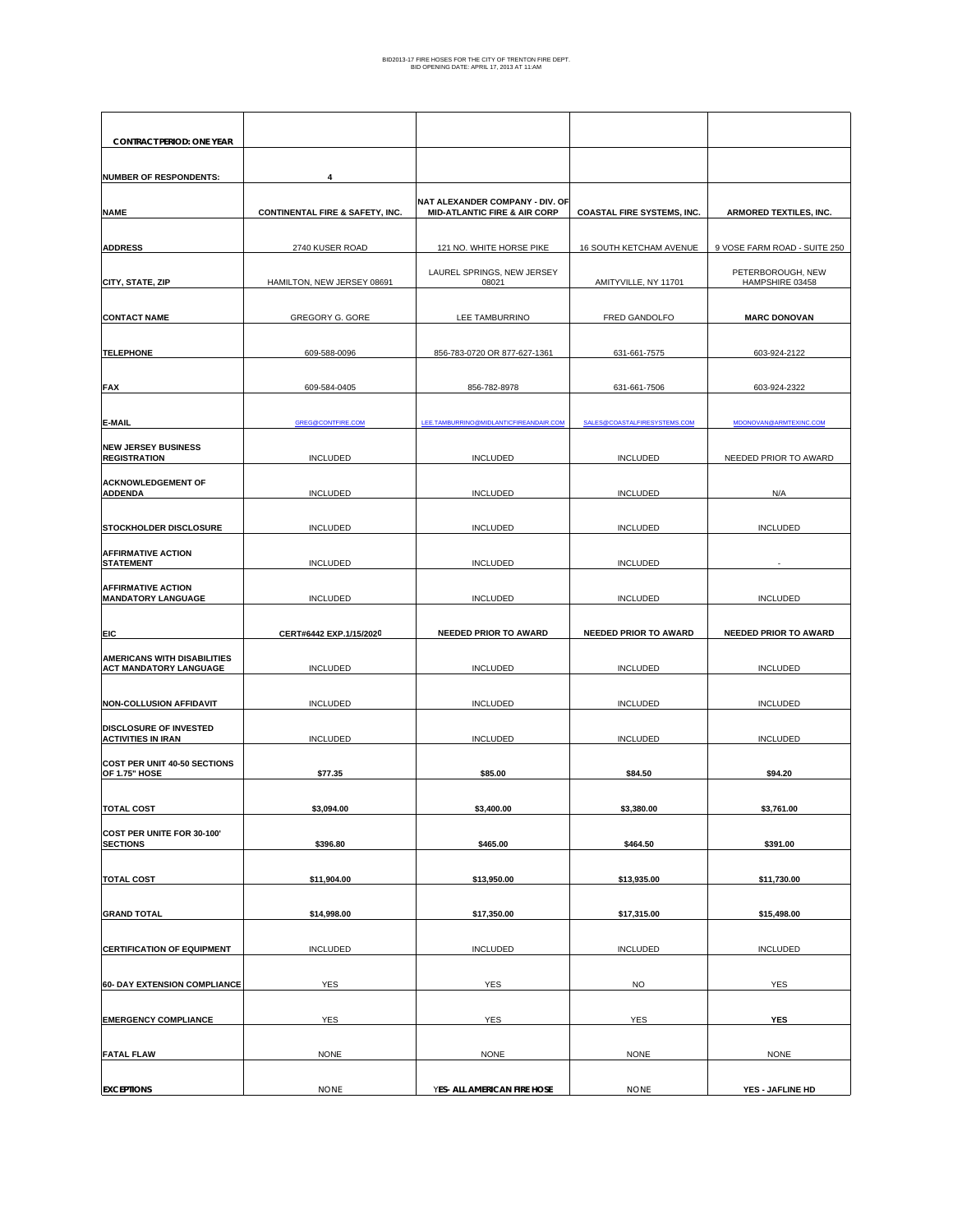BID2013-17 FIRE HOSES FOR THE CITY OF TRENTON FIRE DEPT.
BID OPENING DATE: APRIL 17, 2013 AT 11:AM

| CONTRACT PERIOD: ONE YEAR | | | | |
|---|---|---|---|---|
| NUMBER OF RESPONDENTS: | 4 | | | |
| NAME | CONTINENTAL FIRE & SAFETY, INC. | NAT ALEXANDER COMPANY - DIV. OF MID-ATLANTIC FIRE & AIR CORP | COASTAL FIRE SYSTEMS, INC. | ARMORED TEXTILES, INC. |
| ADDRESS | 2740 KUSER ROAD | 121 NO. WHITE HORSE PIKE | 16 SOUTH KETCHAM AVENUE | 9 VOSE FARM ROAD - SUITE 250 |
| CITY, STATE, ZIP | HAMILTON, NEW JERSEY 08691 | LAUREL SPRINGS, NEW JERSEY 08021 | AMITYVILLE, NY 11701 | PETERBOROUGH, NEW HAMPSHIRE 03458 |
| CONTACT NAME | GREGORY G. GORE | LEE TAMBURRINO | FRED GANDOLFO | MARC DONOVAN |
| TELEPHONE | 609-588-0096 | 856-783-0720 OR 877-627-1361 | 631-661-7575 | 603-924-2122 |
| FAX | 609-584-0405 | 856-782-8978 | 631-661-7506 | 603-924-2322 |
| E-MAIL | GREG@CONTFIRE.COM | LEE.TAMBURRINO@MIDLANTICFIREANDAIR.COM | SALES@COASTALFIRESYSTEMS.COM | MDONOVAN@ARMTEXINC.COM |
| NEW JERSEY BUSINESS REGISTRATION | INCLUDED | INCLUDED | INCLUDED | NEEDED PRIOR TO AWARD |
| ACKNOWLEDGEMENT OF ADDENDA | INCLUDED | INCLUDED | INCLUDED | N/A |
| STOCKHOLDER DISCLOSURE | INCLUDED | INCLUDED | INCLUDED | INCLUDED |
| AFFIRMATIVE ACTION STATEMENT | INCLUDED | INCLUDED | INCLUDED | - |
| AFFIRMATIVE ACTION MANDATORY LANGUAGE | INCLUDED | INCLUDED | INCLUDED | INCLUDED |
| EIC | CERT#6442 EXP.1/15/2020 | NEEDED PRIOR TO AWARD | NEEDED PRIOR TO AWARD | NEEDED PRIOR TO AWARD |
| AMERICANS WITH DISABILITIES ACT MANDATORY LANGUAGE | INCLUDED | INCLUDED | INCLUDED | INCLUDED |
| NON-COLLUSION AFFIDAVIT | INCLUDED | INCLUDED | INCLUDED | INCLUDED |
| DISCLOSURE OF INVESTED ACTIVITIES IN IRAN | INCLUDED | INCLUDED | INCLUDED | INCLUDED |
| COST PER UNIT 40-50 SECTIONS OF 1.75" HOSE | $77.35 | $85.00 | $84.50 | $94.20 |
| TOTAL COST | $3,094.00 | $3,400.00 | $3,380.00 | $3,761.00 |
| COST PER UNITE FOR 30-100' SECTIONS | $396.80 | $465.00 | $464.50 | $391.00 |
| TOTAL COST | $11,904.00 | $13,950.00 | $13,935.00 | $11,730.00 |
| GRAND TOTAL | $14,998.00 | $17,350.00 | $17,315.00 | $15,498.00 |
| CERTIFICATION OF EQUIPMENT | INCLUDED | INCLUDED | INCLUDED | INCLUDED |
| 60- DAY EXTENSION COMPLIANCE | YES | YES | NO | YES |
| EMERGENCY COMPLIANCE | YES | YES | YES | YES |
| FATAL FLAW | NONE | NONE | NONE | NONE |
| EXCEPTIONS | NONE | YES- ALL AMERICAN FIRE HOSE | NONE | YES - JAFLINE HD |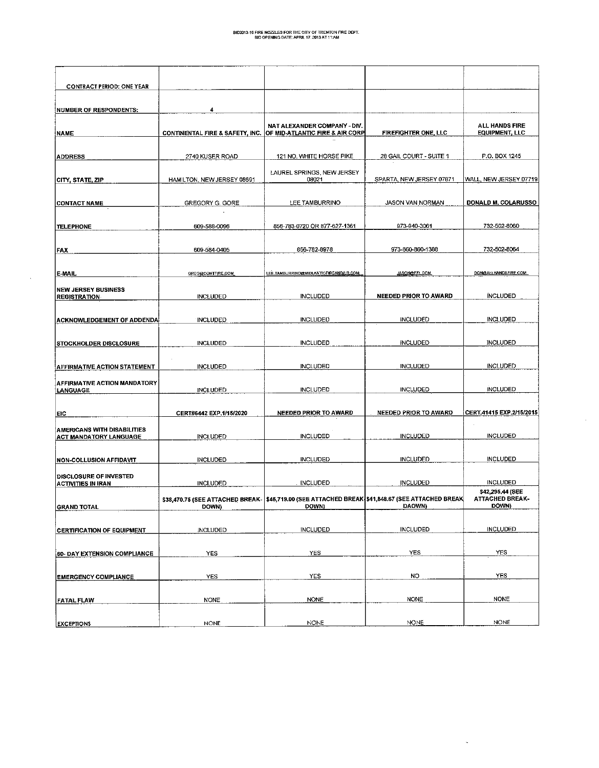BID2013-18 FIRE NOZZLES FOR THE CITY OF TRENTON FIRE DEPT.
BID OPENING DATE: APRIL 17, 2013 AT 11:AM

| | | | | |
|---|---|---|---|---|
| CONTRACT PERIOD: ONE YEAR | | | | |
| NUMBER OF RESPONDENTS: | 4 | | | |
| NAME | CONTINENTAL FIRE & SAFETY, INC. | NAT ALEXANDER COMPANY - DIV. OF MID-ATLANTIC FIRE & AIR CORP | FIREFIGHTER ONE, LLC | ALL HANDS FIRE EQUIPMENT, LLC |
| ADDRESS | 2740 KUSER ROAD | 121 NO. WHITE HORSE PIKE | 28 GAIL COURT - SUITE 1 | P.O. BOX 1245 |
| CITY, STATE, ZIP | HAMILTON, NEW JERSEY 08691 | LAUREL SPRINGS, NEW JERSEY 08021 | SPARTA, NEW JERSEY 07871 | WALL, NEW JERSEY 07719 |
| CONTACT NAME | GREGORY G. GORE | LEE TAMBURRINO | JASON VAN NORMAN | DONALD M. COLARUSSO |
| TELEPHONE | 609-588-0096 | 856-783-0720 OR 877-627-1361 | 973-940-3061 | 732-502-8060 |
| FAX | 609-584-0405 | 856-782-8978 | 973-860-860-1388 | 732-502-8064 |
| E-MAIL | GREG@CONTFIRE.COM | LEE.TAMBURRINO@MIDLANTICFIREANDAIR.COM | JASON@FFI.COM | DON@ALLHANDSFIRE.COM |
| NEW JERSEY BUSINESS REGISTRATION | INCLUDED | INCLUDED | NEEDED PRIOR TO AWARD | INCLUDED |
| ACKNOWLEDGEMENT OF ADDENDA | INCLUDED | INCLUDED | INCLUDED | INCLUDED |
| STOCKHOLDER DISCLOSURE | INCLUDED | INCLUDED | INCLUDED | INCLUDED |
| AFFIRMATIVE ACTION STATEMENT | INCLUDED | INCLUDED | INCLUDED | INCLUDED |
| AFFIRMATIVE ACTION MANDATORY LANGUAGE | INCLUDED | INCLUDED | INCLUDED | INCLUDED |
| EIC | CERT#6442 EXP.1/15/2020 | NEEDED PRIOR TO AWARD | NEEDED PRIOR TO AWARD | CERT.41415 EXP.2/15/2015 |
| AMERICANS WITH DISABILITIES ACT MANDATORY LANGUAGE | INCLUDED | INCLUDED | INCLUDED | INCLUDED |
| NON-COLLUSION AFFIDAVIT | INCLUDED | INCLUDED | INCLUDED | INCLUDED |
| DISCLOSURE OF INVESTED ACTIVITIES IN IRAN | INCLUDED | INCLUDED | INCLUDED | INCLUDED |
| GRAND TOTAL | $38,470.75 (SEE ATTACHED BREAK-DOWN) | $45,719.00 (SEE ATTACHED BREAK-DOWN) | $41,848.67 (SEE ATTACHED BREAK DAOWN) | $42,295.44 (SEE ATTACHED BREAK-DOWN) |
| CERTIFICATION OF EQUIPMENT | INCLUDED | INCLUDED | INCLUDED | INCLUDED |
| 60- DAY EXTENSION COMPLIANCE | YES | YES | YES | YES |
| EMERGENCY COMPLIANCE | YES | YES | NO | YES |
| FATAL FLAW | NONE | NONE | NONE | NONE |
| EXCEPTIONS | NONE | NONE | NONE | NONE |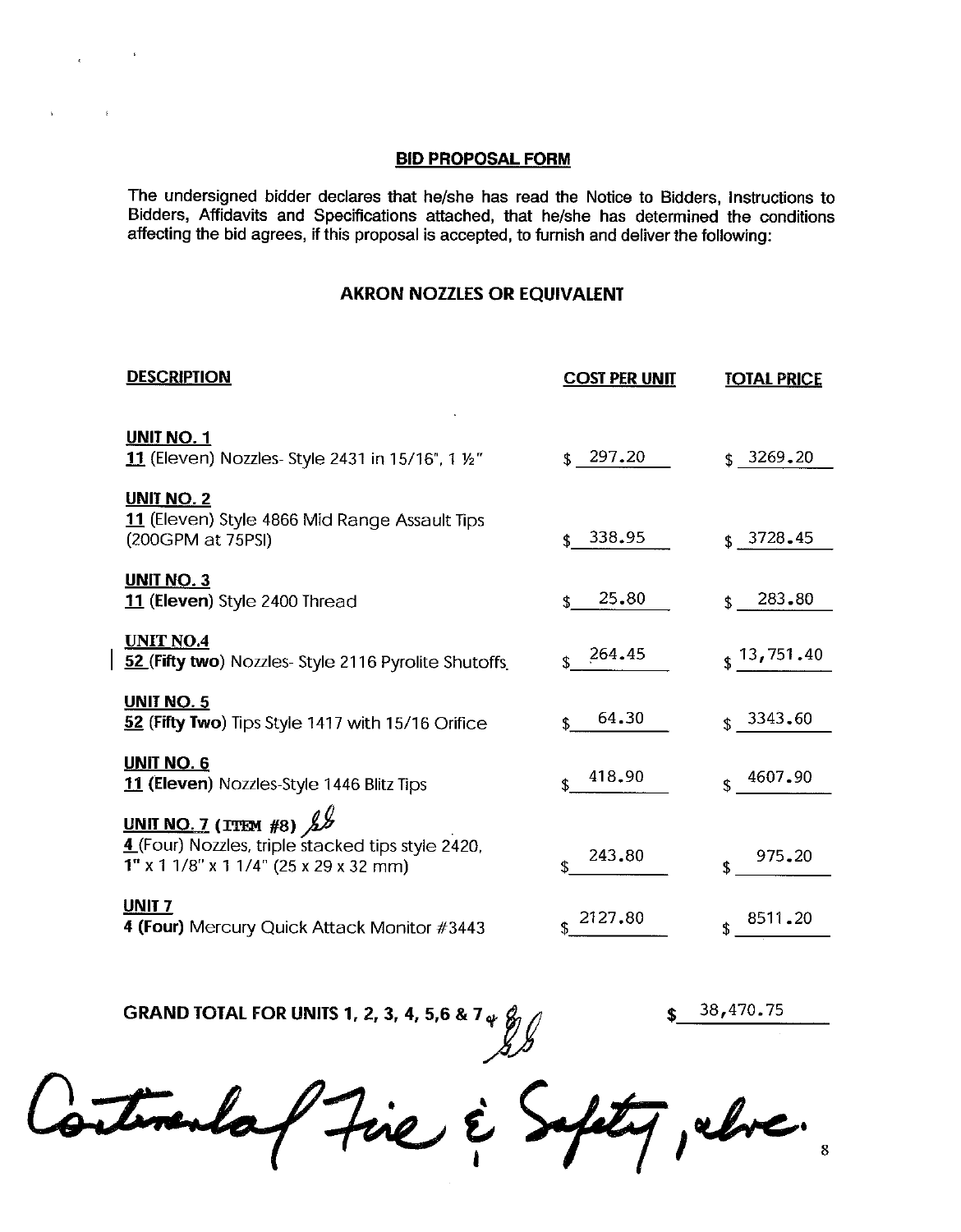## BID PROPOSAL FORM

The undersigned bidder declares that he/she has read the Notice to Bidders, Instructions to Bidders, Affidavits and Specifications attached, that he/she has determined the conditions affecting the bid agrees, if this proposal is accepted, to furnish and deliver the following:

### AKRON NOZZLES OR EQUIVALENT

| DESCRIPTION | COST PER UNIT | TOTAL PRICE |
|---|---|---|
| **UNIT NO. 1**<br>**11** (Eleven) Nozzles- Style 2431 in 15/16", 1 ½" | $ 297.20 | $ 3269.20 |
| **UNIT NO. 2**<br>**11** (Eleven) Style 4866 Mid Range Assault Tips (200GPM at 75PSI) | $ 338.95 | $ 3728.45 |
| **UNIT NO. 3**<br>**11 (Eleven)** Style 2400 Thread | $ 25.80 | $ 283.80 |
| **UNIT NO.4**<br>**52 (Fifty two)** Nozzles- Style 2116 Pyrolite Shutoffs | $ 264.45 | $ 13,751.40 |
| **UNIT NO. 5**<br>**52 (Fifty Two)** Tips Style 1417 with 15/16 Orifice | $ 64.30 | $ 3343.60 |
| **UNIT NO. 6**<br>**11 (Eleven)** Nozzles-Style 1446 Blitz Tips | $ 418.90 | $ 4607.90 |
| **UNIT NO. 7 (ITEM #8)** SS<br>**4** (Four) Nozzles, triple stacked tips style 2420, 1" x 1 1/8" x 1 1/4" (25 x 29 x 32 mm) | $ 243.80 | $ 975.20 |
| **UNIT 7**<br>**4 (Four)** Mercury Quick Attack Monitor #3443 | $ 2127.80 | $ 8511.20 |

**GRAND TOTAL FOR UNITS 1, 2, 3, 4, 5,6 & 7 & 8** SS — $ 38,470.75

Continental Fire & Safety, Inc.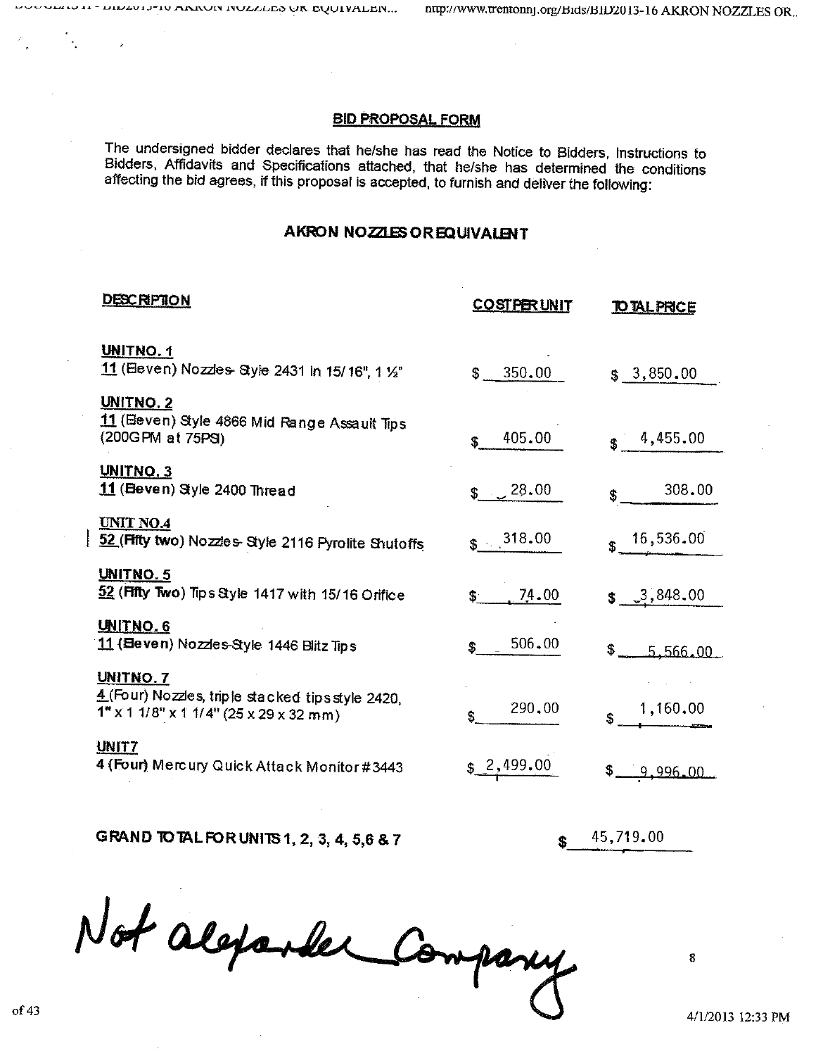## BID PROPOSAL FORM

The undersigned bidder declares that he/she has read the Notice to Bidders, Instructions to Bidders, Affidavits and Specifications attached, that he/she has determined the conditions affecting the bid agrees, if this proposal is accepted, to furnish and deliver the following:

### AKRON NOZZLES OR EQUIVALENT

| DESCRIPTION | COST PER UNIT | TOTAL PRICE |
|---|---|---|
| **UNIT NO. 1**<br>11 (Eleven) Nozzles- Style 2431 In 15/16", 1 ½" | $ 350.00 | $ 3,850.00 |
| **UNIT NO. 2**<br>11 (Eleven) Style 4866 Mid Range Assault Tips (200GPM at 75PSI) | $ 405.00 | $ 4,455.00 |
| **UNIT NO. 3**<br>11 (Eleven) Style 2400 Thread | $ 28.00 | $ 308.00 |
| **UNIT NO.4**<br>52 (Fifty two) Nozzles- Style 2116 Pyrolite Shutoffs | $ 318.00 | $ 16,536.00 |
| **UNIT NO. 5**<br>52 (Fifty Two) Tips Style 1417 with 15/16 Orifice | $ 74.00 | $ 3,848.00 |
| **UNIT NO. 6**<br>11 (Eleven) Nozzles-Style 1446 Blitz Tips | $ 506.00 | $ 5,566.00 |
| **UNIT NO. 7**<br>4 (Four) Nozzles, triple stacked tips style 2420, 1" x 1 1/8" x 1 1/4" (25 x 29 x 32 mm) | $ 290.00 | $ 1,160.00 |
| **UNIT 7**<br>4 (Four) Mercury Quick Attack Monitor #3443 | $ 2,499.00 | $ 9,996.00 |

**GRAND TOTAL FOR UNITS 1, 2, 3, 4, 5, 6 & 7** $ 45,719.00

Not alexander Company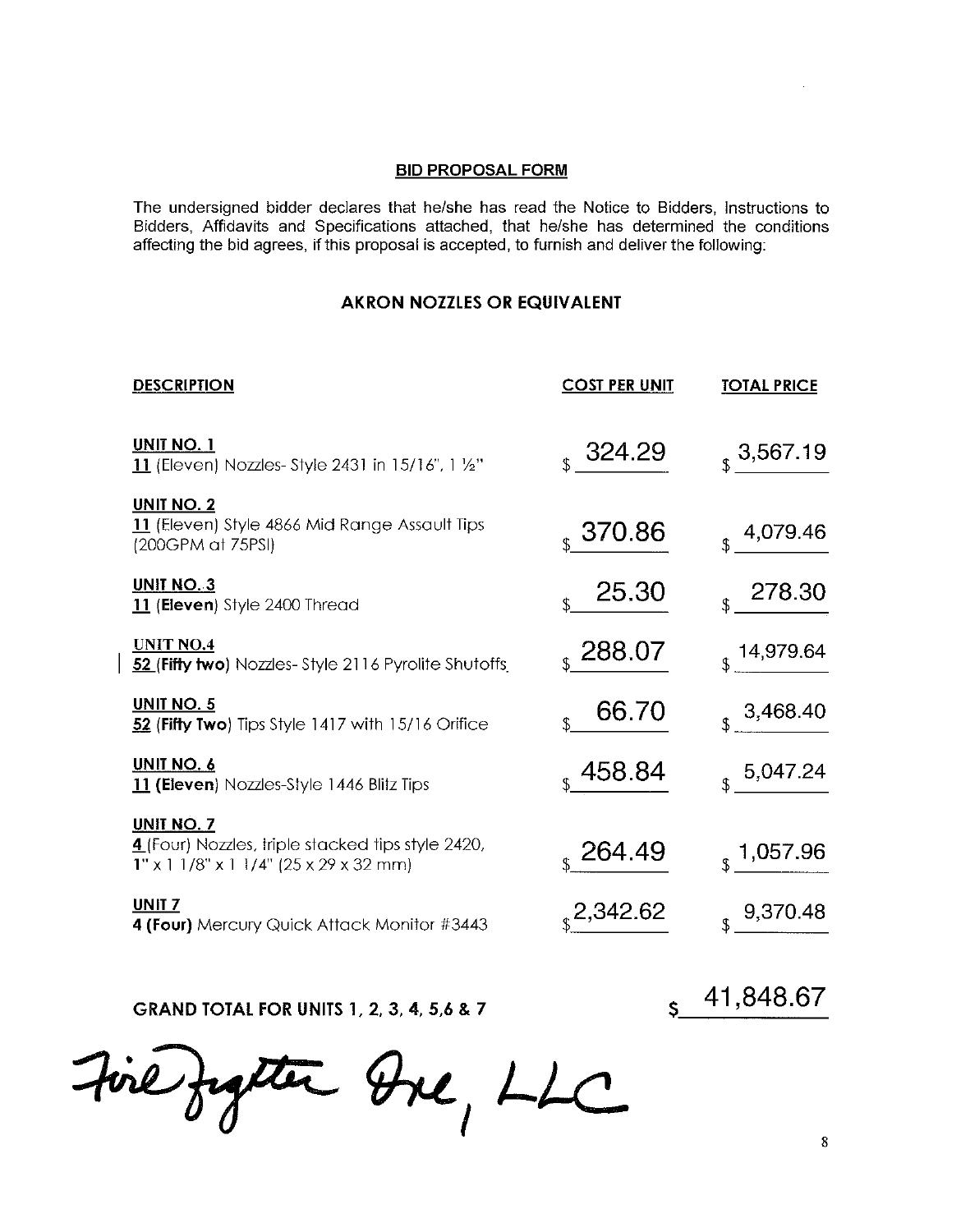## BID PROPOSAL FORM

The undersigned bidder declares that he/she has read the Notice to Bidders, Instructions to Bidders, Affidavits and Specifications attached, that he/she has determined the conditions affecting the bid agrees, if this proposal is accepted, to furnish and deliver the following:

### AKRON NOZZLES OR EQUIVALENT

| DESCRIPTION | COST PER UNIT | TOTAL PRICE |
|---|---|---|
| **UNIT NO. 1**<br>**11** (Eleven) Nozzles- Style 2431 in 15/16", 1 ½" | $ 324.29 | $ 3,567.19 |
| **UNIT NO. 2**<br>**11** (Eleven) Style 4866 Mid Range Assault Tips (200GPM at 75PSI) | $ 370.86 | $ 4,079.46 |
| **UNIT NO. 3**<br>**11** (**Eleven**) Style 2400 Thread | $ 25.30 | $ 278.30 |
| **UNIT NO.4**<br>**52** (**Fifty two**) Nozzles- Style 2116 Pyrolite Shutoffs | $ 288.07 | $ 14,979.64 |
| **UNIT NO. 5**<br>**52** (**Fifty Two**) Tips Style 1417 with 15/16 Orifice | $ 66.70 | $ 3,468.40 |
| **UNIT NO. 6**<br>**11** (**Eleven**) Nozzles-Style 1446 Blitz Tips | $ 458.84 | $ 5,047.24 |
| **UNIT NO. 7**<br>**4** (Four) Nozzles, triple stacked tips style 2420, **1**" x 1 1/8" x 1 1/4" (25 x 29 x 32 mm) | $ 264.49 | $ 1,057.96 |
| **UNIT 7**<br>**4 (Four)** Mercury Quick Attack Monitor #3443 | $ 2,342.62 | $ 9,370.48 |

**GRAND TOTAL FOR UNITS 1, 2, 3, 4, 5,6 & 7** $ 41,848.67

Fire Fighter One, LLC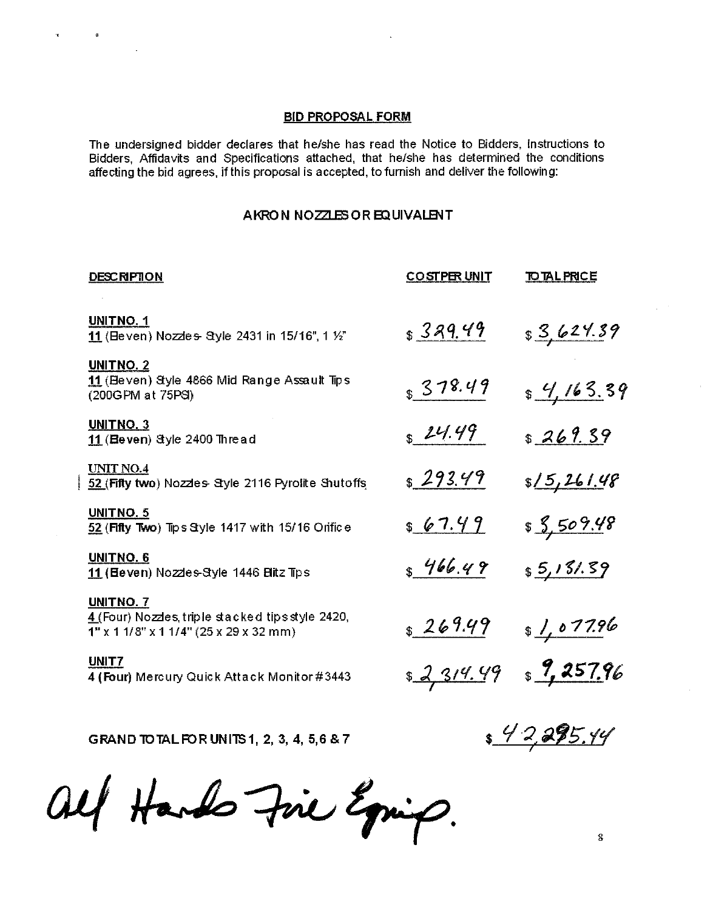## BID PROPOSAL FORM

The undersigned bidder declares that he/she has read the Notice to Bidders, Instructions to Bidders, Affidavits and Specifications attached, that he/she has determined the conditions affecting the bid agrees, if this proposal is accepted, to furnish and deliver the following:

### AKRON NOZZLES OR EQUIVALENT

| DESCRIPTION | COST PER UNIT | TOTAL PRICE |
|---|---|---|
| **UNIT NO. 1**<br>**11** (Eleven) Nozzles- Style 2431 in 15/16", 1 ½" | $ 329.49 | $ 3,624.39 |
| **UNIT NO. 2**<br>**11** (Eleven) Style 4866 Mid Range Assault Tips (200GPM at 75PSI) | $ 378.49 | $ 4,163.39 |
| **UNIT NO. 3**<br>**11** (**Eleven**) Style 2400 Thread | $ 24.49 | $ 269.39 |
| **UNIT NO.4**<br>**52** (**Fifty two**) Nozzles- Style 2116 Pyrolite Shutoffs | $ 293.49 | $ 15,261.48 |
| **UNIT NO. 5**<br>**52** (**Fifty Two**) Tips Style 1417 with 15/16 Orifice | $ 67.49 | $ 3,509.48 |
| **UNIT NO. 6**<br>**11** (**Eleven**) Nozzles-Style 1446 Blitz Tips | $ 466.49 | $ 5,131.39 |
| **UNIT NO. 7**<br>**4** (Four) Nozzles, triple stacked tips style 2420, 1" x 1 1/8" x 1 1/4" (25 x 29 x 32 mm) | $ 269.49 | $ 1,077.96 |
| **UNIT 7**<br>**4** (**Four**) Mercury Quick Attack Monitor #3443 | $ 2,314.49 | $ 9,257.96 |

**GRAND TOTAL FOR UNITS 1, 2, 3, 4, 5,6 & 7** $ 42,295.44

All Hands Fire Equip.